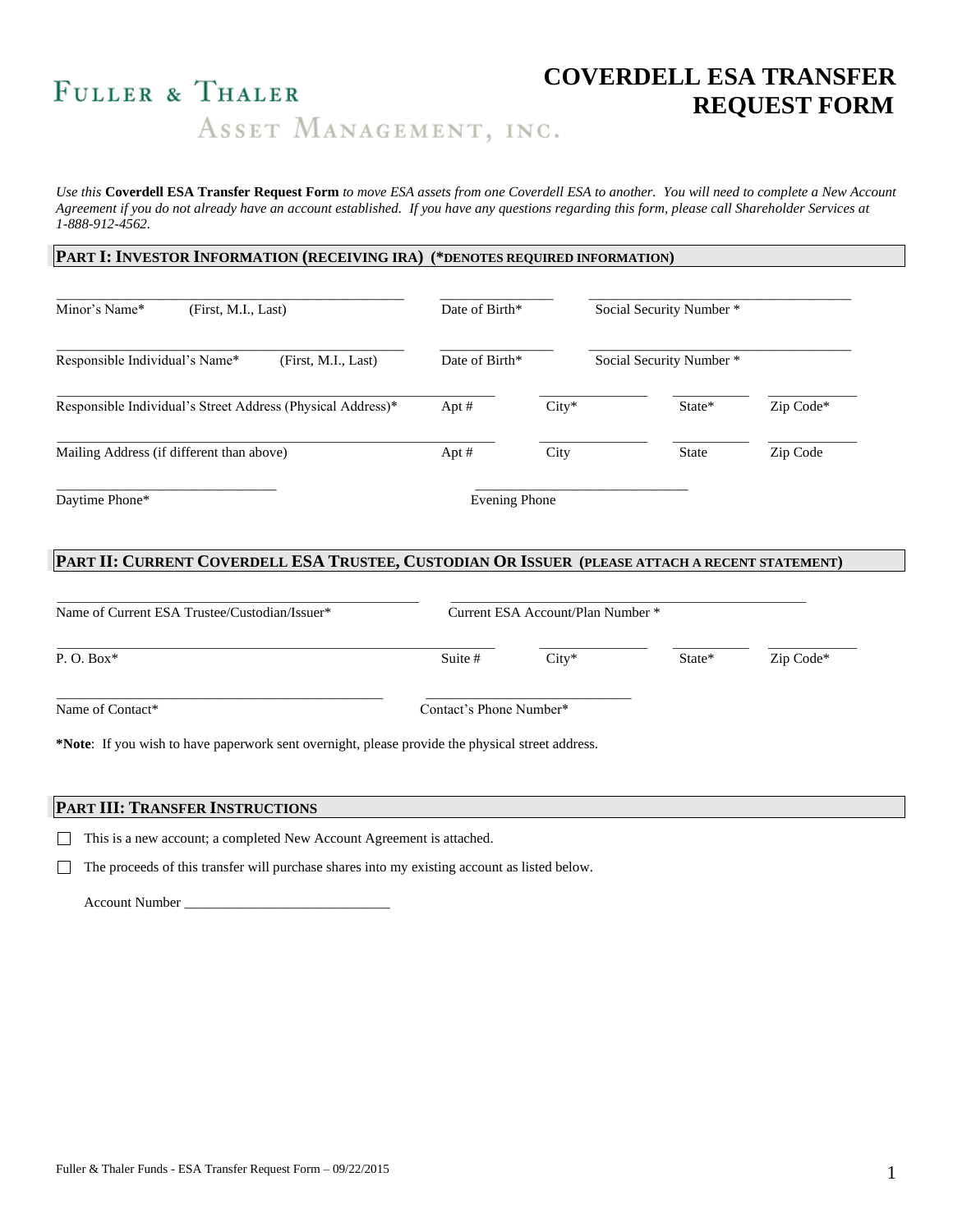**Fuller & Thaler**
Asset Management, Inc.

# COVERDELL ESA TRANSFER REQUEST FORM

*Use this* **Coverdell ESA Transfer Request Form** *to move ESA assets from one Coverdell ESA to another. You will need to complete a New Account Agreement if you do not already have an account established. If you have any questions regarding this form, please call Shareholder Services at 1-888-912-4562.*

## PART I: INVESTOR INFORMATION (RECEIVING IRA) (*DENOTES REQUIRED INFORMATION)

Minor's Name* (First, M.I., Last) ____________________ Date of Birth* ____________ Social Security Number * ____________________

Responsible Individual's Name* (First, M.I., Last) ____________________ Date of Birth* ____________ Social Security Number * ____________________

Responsible Individual's Street Address (Physical Address)* ____________________ Apt # ______ City* ____________ State* ______ Zip Code* ______

Mailing Address (if different than above) ____________________ Apt # ______ City ____________ State ______ Zip Code ______

Daytime Phone* ____________________ Evening Phone ____________________

## PART II: CURRENT COVERDELL ESA TRUSTEE, CUSTODIAN OR ISSUER (PLEASE ATTACH A RECENT STATEMENT)

Name of Current ESA Trustee/Custodian/Issuer* ____________________ Current ESA Account/Plan Number * ____________________

P. O. Box* ____________________ Suite # ______ City* ____________ State* ______ Zip Code* ______

Name of Contact* ____________________ Contact's Phone Number* ____________________

***Note**: If you wish to have paperwork sent overnight, please provide the physical street address.

## PART III: TRANSFER INSTRUCTIONS

☐ This is a new account; a completed New Account Agreement is attached.

☐ The proceeds of this transfer will purchase shares into my existing account as listed below.

Account Number ____________________________

Fuller & Thaler Funds - ESA Transfer Request Form – 09/22/2015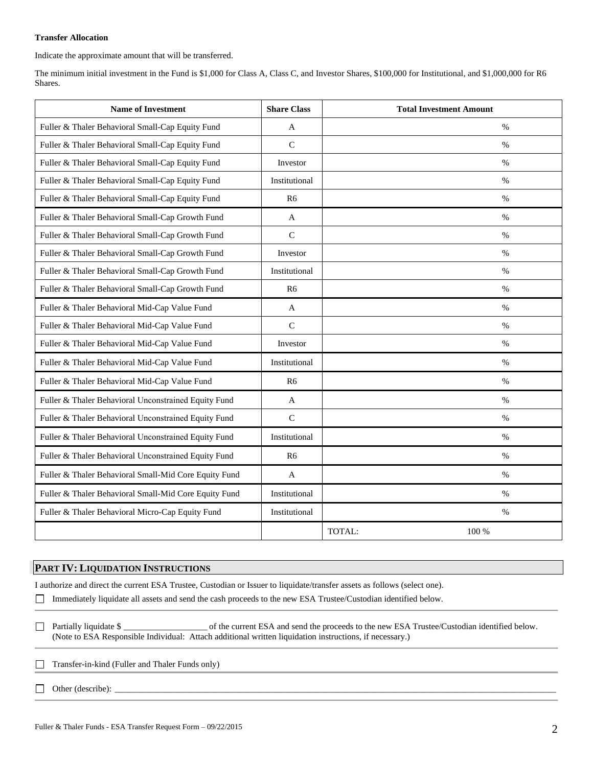**Transfer Allocation**

Indicate the approximate amount that will be transferred.

The minimum initial investment in the Fund is $1,000 for Class A, Class C, and Investor Shares, $100,000 for Institutional, and $1,000,000 for R6 Shares.

| Name of Investment | Share Class | Total Investment Amount |
|---|---|---|
| Fuller & Thaler Behavioral Small-Cap Equity Fund | A | % |
| Fuller & Thaler Behavioral Small-Cap Equity Fund | C | % |
| Fuller & Thaler Behavioral Small-Cap Equity Fund | Investor | % |
| Fuller & Thaler Behavioral Small-Cap Equity Fund | Institutional | % |
| Fuller & Thaler Behavioral Small-Cap Equity Fund | R6 | % |
| Fuller & Thaler Behavioral Small-Cap Growth Fund | A | % |
| Fuller & Thaler Behavioral Small-Cap Growth Fund | C | % |
| Fuller & Thaler Behavioral Small-Cap Growth Fund | Investor | % |
| Fuller & Thaler Behavioral Small-Cap Growth Fund | Institutional | % |
| Fuller & Thaler Behavioral Small-Cap Growth Fund | R6 | % |
| Fuller & Thaler Behavioral Mid-Cap Value Fund | A | % |
| Fuller & Thaler Behavioral Mid-Cap Value Fund | C | % |
| Fuller & Thaler Behavioral Mid-Cap Value Fund | Investor | % |
| Fuller & Thaler Behavioral Mid-Cap Value Fund | Institutional | % |
| Fuller & Thaler Behavioral Mid-Cap Value Fund | R6 | % |
| Fuller & Thaler Behavioral Unconstrained Equity Fund | A | % |
| Fuller & Thaler Behavioral Unconstrained Equity Fund | C | % |
| Fuller & Thaler Behavioral Unconstrained Equity Fund | Institutional | % |
| Fuller & Thaler Behavioral Unconstrained Equity Fund | R6 | % |
| Fuller & Thaler Behavioral Small-Mid Core Equity Fund | A | % |
| Fuller & Thaler Behavioral Small-Mid Core Equity Fund | Institutional | % |
| Fuller & Thaler Behavioral Micro-Cap Equity Fund | Institutional | % |
| | | TOTAL: 100 % |

## PART IV: LIQUIDATION INSTRUCTIONS

I authorize and direct the current ESA Trustee, Custodian or Issuer to liquidate/transfer assets as follows (select one).

☐ Immediately liquidate all assets and send the cash proceeds to the new ESA Trustee/Custodian identified below.

☐ Partially liquidate $ ___________________ of the current ESA and send the proceeds to the new ESA Trustee/Custodian identified below. (Note to ESA Responsible Individual: Attach additional written liquidation instructions, if necessary.)

☐ Transfer-in-kind (Fuller and Thaler Funds only)

☐ Other (describe): ___________________________________________________________________________________________

Fuller & Thaler Funds - ESA Transfer Request Form – 09/22/2015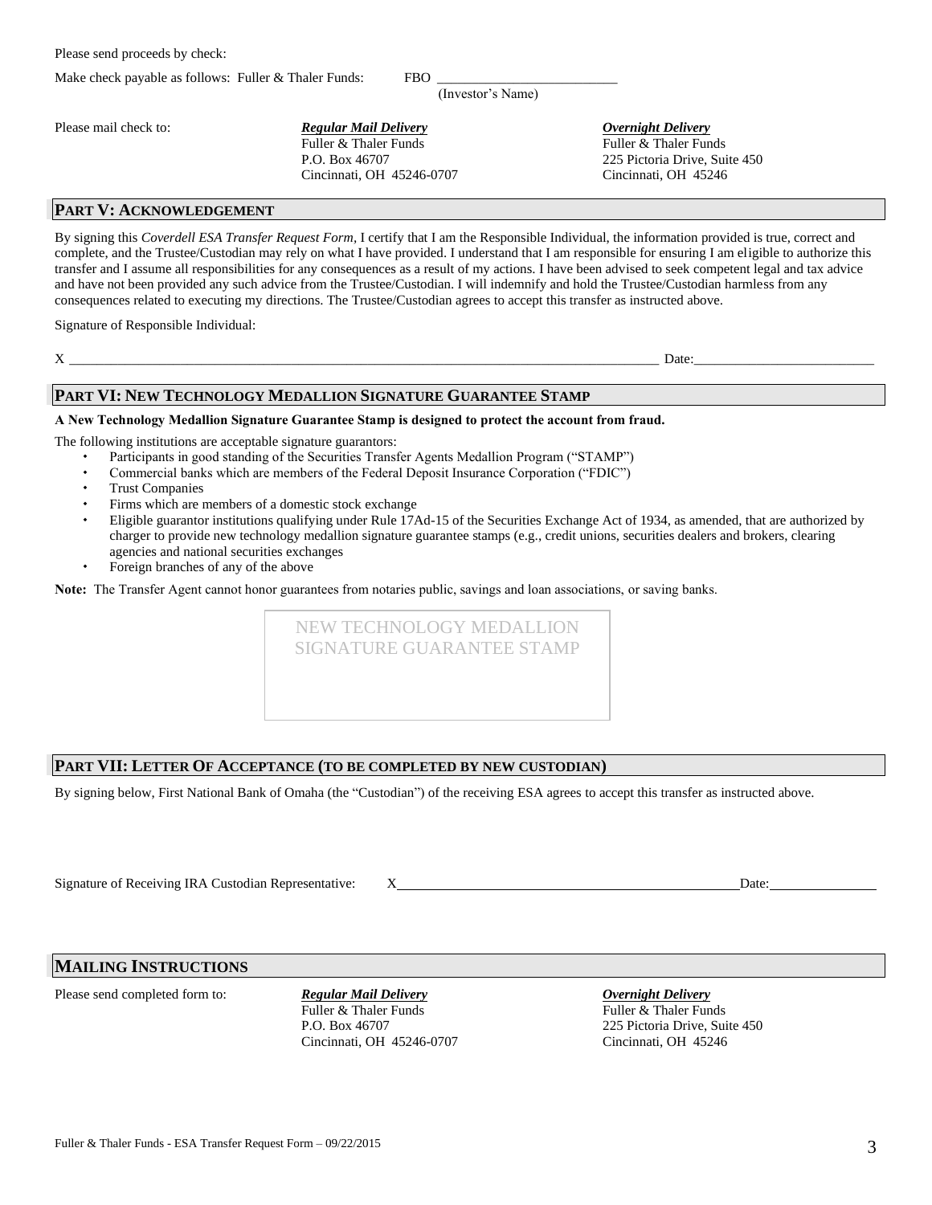Please send proceeds by check:

Make check payable as follows: Fuller & Thaler Funds: FBO ___________________________
(Investor's Name)

Please mail check to:

***Regular Mail Delivery***
Fuller & Thaler Funds
P.O. Box 46707
Cincinnati, OH 45246-0707

***Overnight Delivery***
Fuller & Thaler Funds
225 Pictoria Drive, Suite 450
Cincinnati, OH 45246

## PART V: ACKNOWLEDGEMENT

By signing this *Coverdell ESA Transfer Request Form*, I certify that I am the Responsible Individual, the information provided is true, correct and complete, and the Trustee/Custodian may rely on what I have provided. I understand that I am responsible for ensuring I am eligible to authorize this transfer and I assume all responsibilities for any consequences as a result of my actions. I have been advised to seek competent legal and tax advice and have not been provided any such advice from the Trustee/Custodian. I will indemnify and hold the Trustee/Custodian harmless from any consequences related to executing my directions. The Trustee/Custodian agrees to accept this transfer as instructed above.

Signature of Responsible Individual:

X ___________________________________________________________ Date:___________________________

## PART VI: NEW TECHNOLOGY MEDALLION SIGNATURE GUARANTEE STAMP

**A New Technology Medallion Signature Guarantee Stamp is designed to protect the account from fraud.**

The following institutions are acceptable signature guarantors:

- Participants in good standing of the Securities Transfer Agents Medallion Program ("STAMP")
- Commercial banks which are members of the Federal Deposit Insurance Corporation ("FDIC")
- Trust Companies
- Firms which are members of a domestic stock exchange
- Eligible guarantor institutions qualifying under Rule 17Ad-15 of the Securities Exchange Act of 1934, as amended, that are authorized by charger to provide new technology medallion signature guarantee stamps (e.g., credit unions, securities dealers and brokers, clearing agencies and national securities exchanges
- Foreign branches of any of the above

**Note:** The Transfer Agent cannot honor guarantees from notaries public, savings and loan associations, or saving banks.

NEW TECHNOLOGY MEDALLION SIGNATURE GUARANTEE STAMP

## PART VII: LETTER OF ACCEPTANCE (TO BE COMPLETED BY NEW CUSTODIAN)

By signing below, First National Bank of Omaha (the "Custodian") of the receiving ESA agrees to accept this transfer as instructed above.

Signature of Receiving IRA Custodian Representative: X___________________________________________________ Date:_______________

## MAILING INSTRUCTIONS

Please send completed form to:

***Regular Mail Delivery***
Fuller & Thaler Funds
P.O. Box 46707
Cincinnati, OH 45246-0707

***Overnight Delivery***
Fuller & Thaler Funds
225 Pictoria Drive, Suite 450
Cincinnati, OH 45246